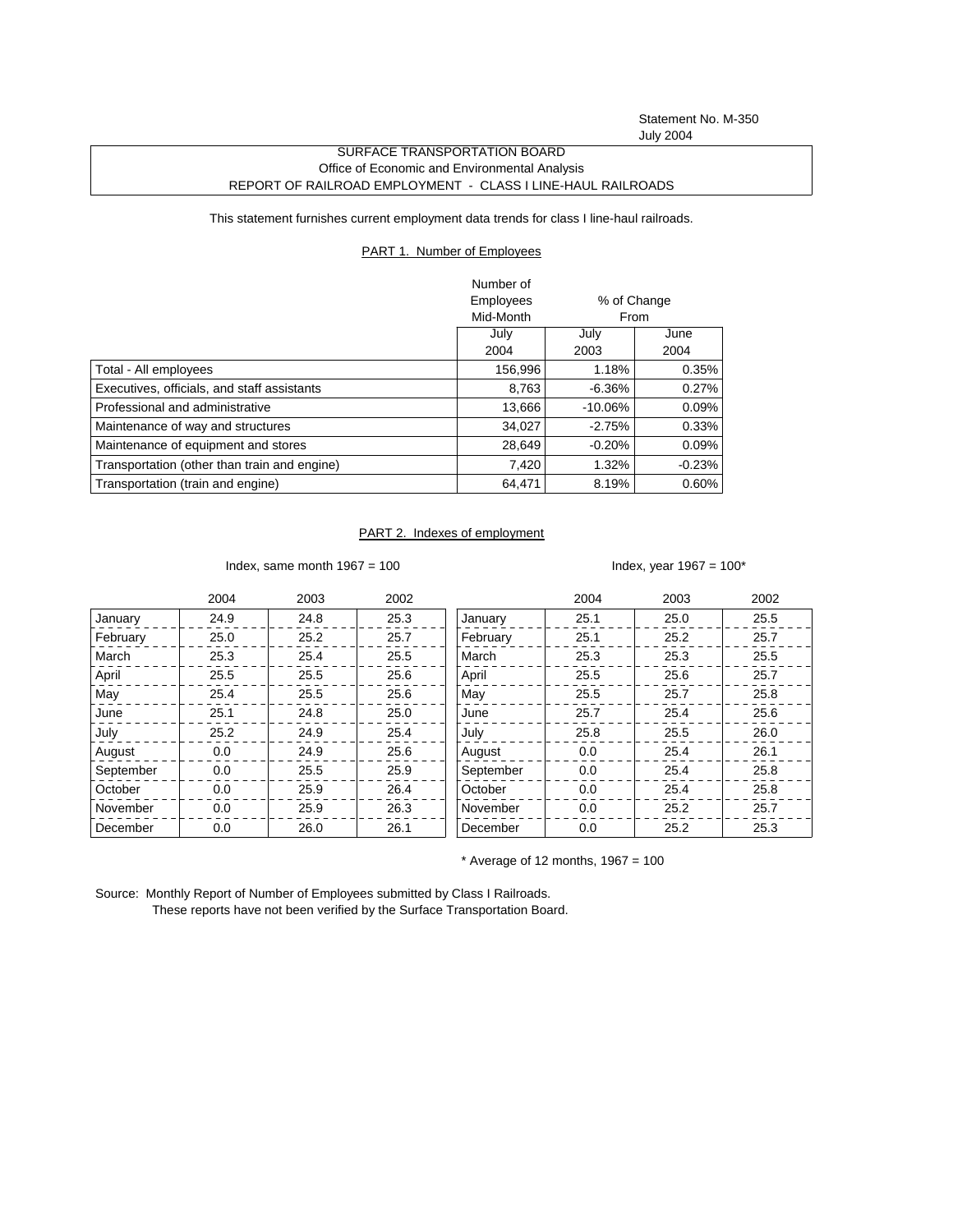Statement No. M-350
July 2004

SURFACE TRANSPORTATION BOARD
Office of Economic and Environmental Analysis
REPORT OF RAILROAD EMPLOYMENT - CLASS I LINE-HAUL RAILROADS

This statement furnishes current employment data trends for class I line-haul railroads.

PART 1. Number of Employees

| | Number of Employees Mid-Month | % of Change From | |
|---|---|---|---|
| | July 2004 | July 2003 | June 2004 |
| Total - All employees | 156,996 | 1.18% | 0.35% |
| Executives, officials, and staff assistants | 8,763 | -6.36% | 0.27% |
| Professional and administrative | 13,666 | -10.06% | 0.09% |
| Maintenance of way and structures | 34,027 | -2.75% | 0.33% |
| Maintenance of equipment and stores | 28,649 | -0.20% | 0.09% |
| Transportation (other than train and engine) | 7,420 | 1.32% | -0.23% |
| Transportation (train and engine) | 64,471 | 8.19% | 0.60% |

PART 2. Indexes of employment

Index, same month 1967 = 100

| | 2004 | 2003 | 2002 |
|---|---|---|---|
| January | 24.9 | 24.8 | 25.3 |
| February | 25.0 | 25.2 | 25.7 |
| March | 25.3 | 25.4 | 25.5 |
| April | 25.5 | 25.5 | 25.6 |
| May | 25.4 | 25.5 | 25.6 |
| June | 25.1 | 24.8 | 25.0 |
| July | 25.2 | 24.9 | 25.4 |
| August | 0.0 | 24.9 | 25.6 |
| September | 0.0 | 25.5 | 25.9 |
| October | 0.0 | 25.9 | 26.4 |
| November | 0.0 | 25.9 | 26.3 |
| December | 0.0 | 26.0 | 26.1 |

Index, year 1967 = 100*

| | 2004 | 2003 | 2002 |
|---|---|---|---|
| January | 25.1 | 25.0 | 25.5 |
| February | 25.1 | 25.2 | 25.7 |
| March | 25.3 | 25.3 | 25.5 |
| April | 25.5 | 25.6 | 25.7 |
| May | 25.5 | 25.7 | 25.8 |
| June | 25.7 | 25.4 | 25.6 |
| July | 25.8 | 25.5 | 26.0 |
| August | 0.0 | 25.4 | 26.1 |
| September | 0.0 | 25.4 | 25.8 |
| October | 0.0 | 25.4 | 25.8 |
| November | 0.0 | 25.2 | 25.7 |
| December | 0.0 | 25.2 | 25.3 |

* Average of 12 months, 1967 = 100

Source: Monthly Report of Number of Employees submitted by Class I Railroads.
These reports have not been verified by the Surface Transportation Board.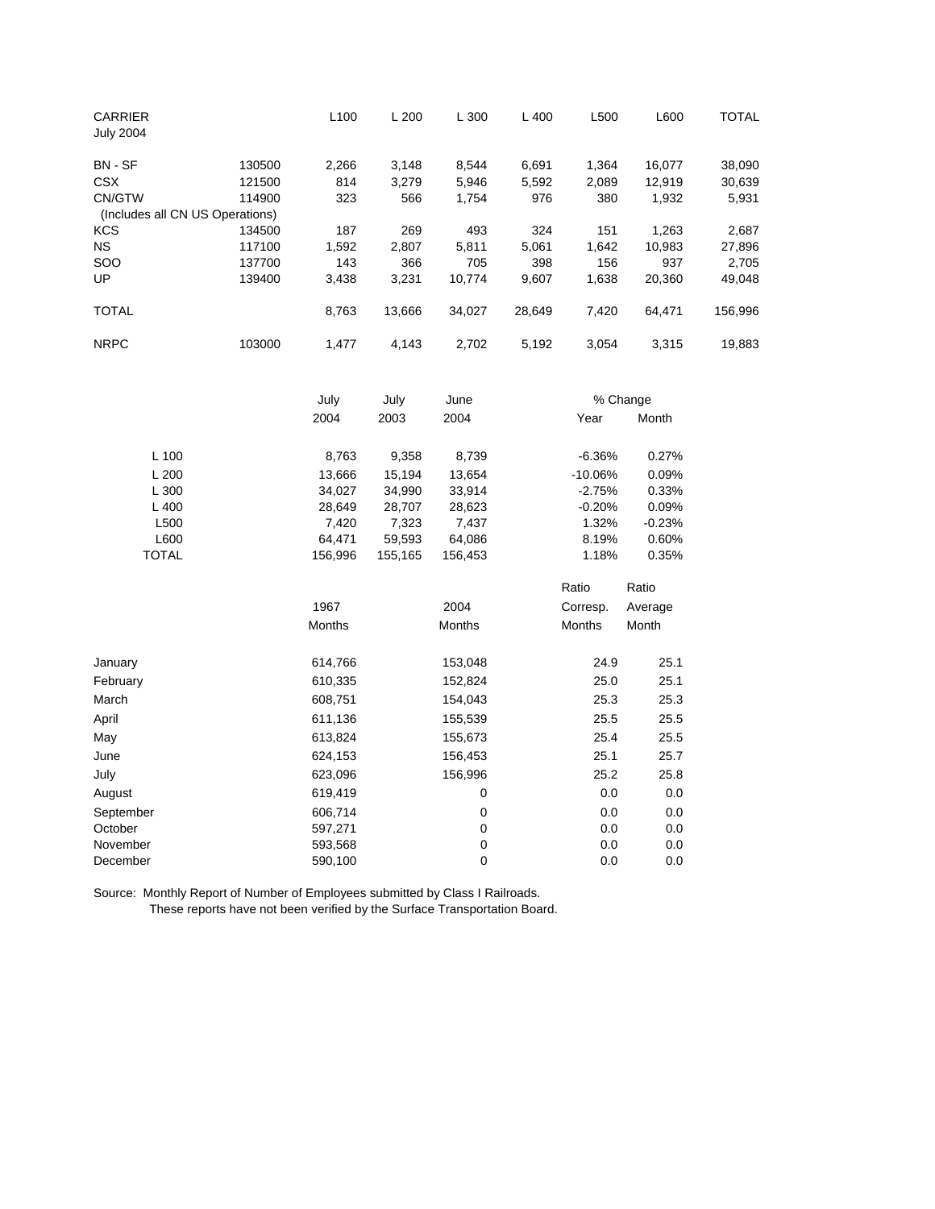| CARRIER<br>July 2004 | | L100 | L 200 | L 300 | L 400 | L500 | L600 | TOTAL |
|---|---|---|---|---|---|---|---|---|
| BN - SF | 130500 | 2,266 | 3,148 | 8,544 | 6,691 | 1,364 | 16,077 | 38,090 |
| CSX | 121500 | 814 | 3,279 | 5,946 | 5,592 | 2,089 | 12,919 | 30,639 |
| CN/GTW<br>(Includes all CN US Operations) | 114900 | 323 | 566 | 1,754 | 976 | 380 | 1,932 | 5,931 |
| KCS | 134500 | 187 | 269 | 493 | 324 | 151 | 1,263 | 2,687 |
| NS | 117100 | 1,592 | 2,807 | 5,811 | 5,061 | 1,642 | 10,983 | 27,896 |
| SOO | 137700 | 143 | 366 | 705 | 398 | 156 | 937 | 2,705 |
| UP | 139400 | 3,438 | 3,231 | 10,774 | 9,607 | 1,638 | 20,360 | 49,048 |
| TOTAL | | 8,763 | 13,666 | 34,027 | 28,649 | 7,420 | 64,471 | 156,996 |
| NRPC | 103000 | 1,477 | 4,143 | 2,702 | 5,192 | 3,054 | 3,315 | 19,883 |

| | July 2004 | July 2003 | June 2004 | % Change Year | % Change Month |
|---|---|---|---|---|---|
| L 100 | 8,763 | 9,358 | 8,739 | -6.36% | 0.27% |
| L 200 | 13,666 | 15,194 | 13,654 | -10.06% | 0.09% |
| L 300 | 34,027 | 34,990 | 33,914 | -2.75% | 0.33% |
| L 400 | 28,649 | 28,707 | 28,623 | -0.20% | 0.09% |
| L500 | 7,420 | 7,323 | 7,437 | 1.32% | -0.23% |
| L600 | 64,471 | 59,593 | 64,086 | 8.19% | 0.60% |
| TOTAL | 156,996 | 155,165 | 156,453 | 1.18% | 0.35% |

| | 1967 Months | 2004 Months | Ratio Corresp. Months | Ratio Average Month |
|---|---|---|---|---|
| January | 614,766 | 153,048 | 24.9 | 25.1 |
| February | 610,335 | 152,824 | 25.0 | 25.1 |
| March | 608,751 | 154,043 | 25.3 | 25.3 |
| April | 611,136 | 155,539 | 25.5 | 25.5 |
| May | 613,824 | 155,673 | 25.4 | 25.5 |
| June | 624,153 | 156,453 | 25.1 | 25.7 |
| July | 623,096 | 156,996 | 25.2 | 25.8 |
| August | 619,419 | 0 | 0.0 | 0.0 |
| September | 606,714 | 0 | 0.0 | 0.0 |
| October | 597,271 | 0 | 0.0 | 0.0 |
| November | 593,568 | 0 | 0.0 | 0.0 |
| December | 590,100 | 0 | 0.0 | 0.0 |

Source: Monthly Report of Number of Employees submitted by Class I Railroads.
These reports have not been verified by the Surface Transportation Board.